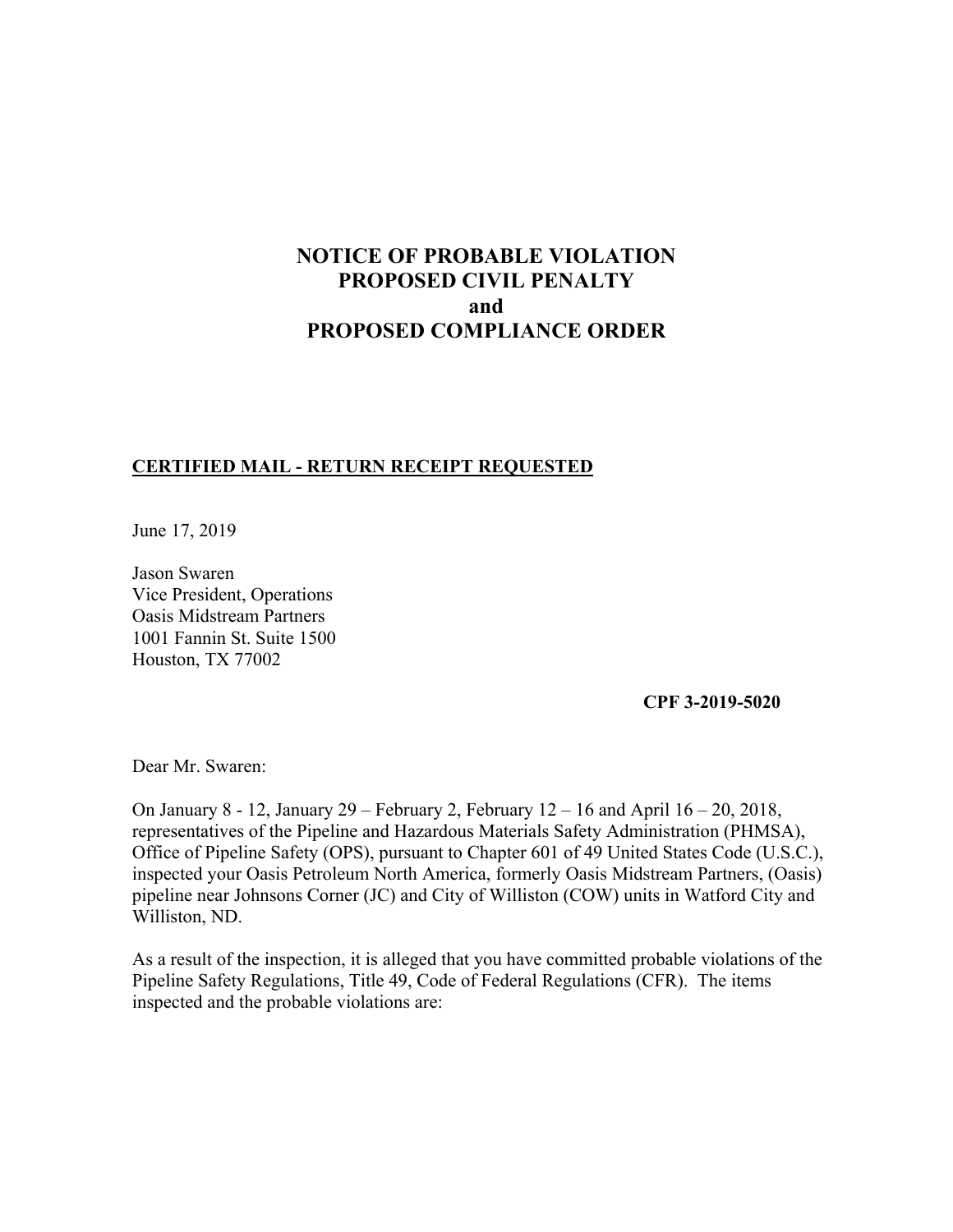# NOTICE OF PROBABLE VIOLATION
# PROPOSED CIVIL PENALTY
# and
# PROPOSED COMPLIANCE ORDER

**CERTIFIED MAIL - RETURN RECEIPT REQUESTED**

June 17, 2019

Jason Swaren
Vice President, Operations
Oasis Midstream Partners
1001 Fannin St. Suite 1500
Houston, TX 77002

**CPF 3-2019-5020**

Dear Mr. Swaren:

On January 8 - 12, January 29 – February 2, February 12 – 16 and April 16 – 20, 2018, representatives of the Pipeline and Hazardous Materials Safety Administration (PHMSA), Office of Pipeline Safety (OPS), pursuant to Chapter 601 of 49 United States Code (U.S.C.), inspected your Oasis Petroleum North America, formerly Oasis Midstream Partners, (Oasis) pipeline near Johnsons Corner (JC) and City of Williston (COW) units in Watford City and Williston, ND.

As a result of the inspection, it is alleged that you have committed probable violations of the Pipeline Safety Regulations, Title 49, Code of Federal Regulations (CFR). The items inspected and the probable violations are: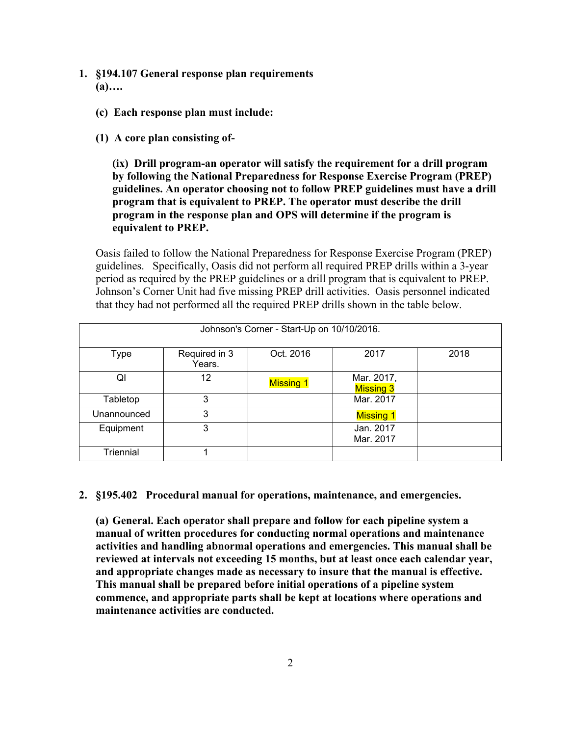1. **§194.107 General response plan requirements**
   **(a)….**

   **(c) Each response plan must include:**

   **(1) A core plan consisting of-**

   **(ix) Drill program-an operator will satisfy the requirement for a drill program by following the National Preparedness for Response Exercise Program (PREP) guidelines. An operator choosing not to follow PREP guidelines must have a drill program that is equivalent to PREP. The operator must describe the drill program in the response plan and OPS will determine if the program is equivalent to PREP.**

   Oasis failed to follow the National Preparedness for Response Exercise Program (PREP) guidelines. Specifically, Oasis did not perform all required PREP drills within a 3-year period as required by the PREP guidelines or a drill program that is equivalent to PREP. Johnson's Corner Unit had five missing PREP drill activities. Oasis personnel indicated that they had not performed all the required PREP drills shown in the table below.

| Johnson's Corner - Start-Up on 10/10/2016. | | | | |
|---|---|---|---|---|
| Type | Required in 3 Years. | Oct. 2016 | 2017 | 2018 |
| QI | 12 | Missing 1 | Mar. 2017, Missing 3 | |
| Tabletop | 3 | | Mar. 2017 | |
| Unannounced | 3 | | Missing 1 | |
| Equipment | 3 | | Jan. 2017 Mar. 2017 | |
| Triennial | 1 | | | |

2. **§195.402 Procedural manual for operations, maintenance, and emergencies.**

   **(a) General. Each operator shall prepare and follow for each pipeline system a manual of written procedures for conducting normal operations and maintenance activities and handling abnormal operations and emergencies. This manual shall be reviewed at intervals not exceeding 15 months, but at least once each calendar year, and appropriate changes made as necessary to insure that the manual is effective. This manual shall be prepared before initial operations of a pipeline system commence, and appropriate parts shall be kept at locations where operations and maintenance activities are conducted.**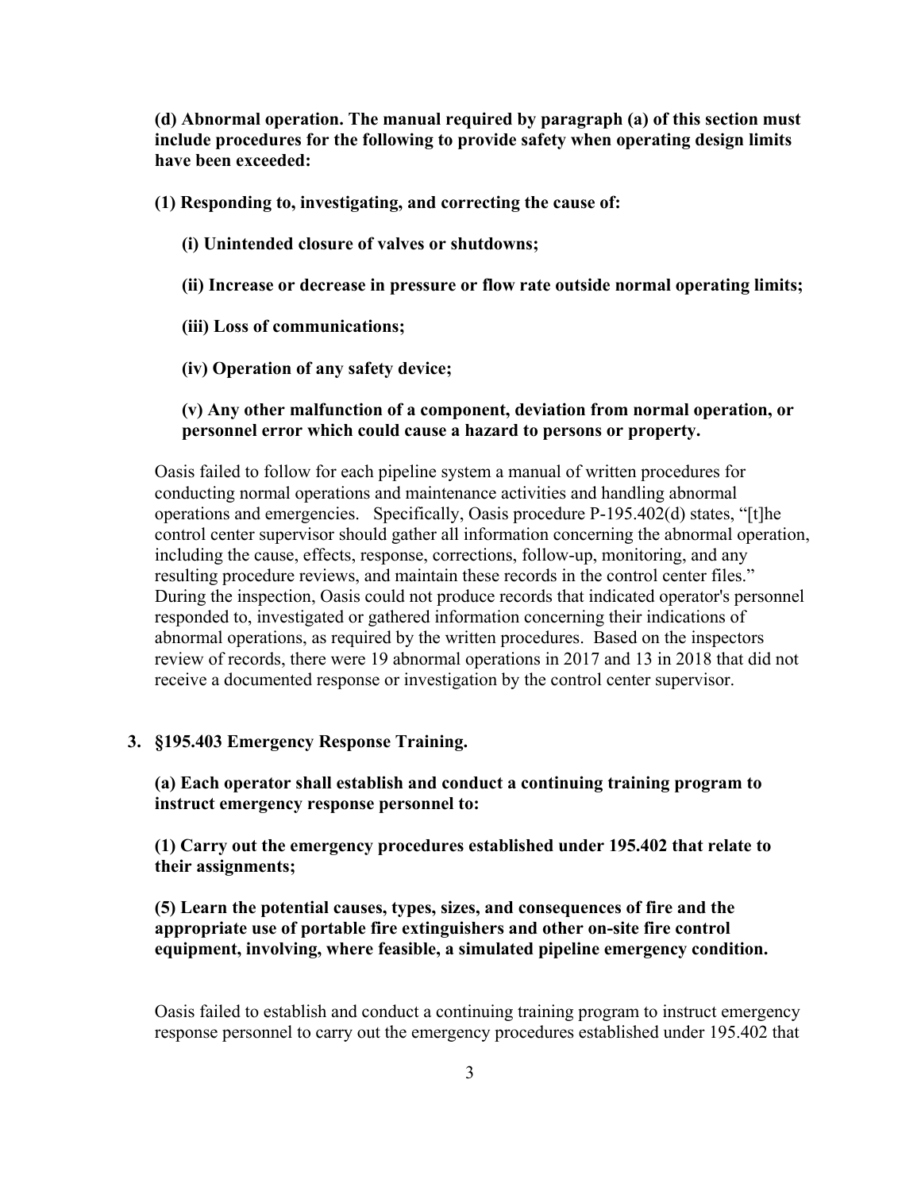**(d) Abnormal operation. The manual required by paragraph (a) of this section must include procedures for the following to provide safety when operating design limits have been exceeded:**

**(1) Responding to, investigating, and correcting the cause of:**

**(i) Unintended closure of valves or shutdowns;**

**(ii) Increase or decrease in pressure or flow rate outside normal operating limits;**

**(iii) Loss of communications;**

**(iv) Operation of any safety device;**

**(v) Any other malfunction of a component, deviation from normal operation, or personnel error which could cause a hazard to persons or property.**

Oasis failed to follow for each pipeline system a manual of written procedures for conducting normal operations and maintenance activities and handling abnormal operations and emergencies. Specifically, Oasis procedure P-195.402(d) states, "[t]he control center supervisor should gather all information concerning the abnormal operation, including the cause, effects, response, corrections, follow-up, monitoring, and any resulting procedure reviews, and maintain these records in the control center files." During the inspection, Oasis could not produce records that indicated operator's personnel responded to, investigated or gathered information concerning their indications of abnormal operations, as required by the written procedures. Based on the inspectors review of records, there were 19 abnormal operations in 2017 and 13 in 2018 that did not receive a documented response or investigation by the control center supervisor.

3. **§195.403 Emergency Response Training.**

**(a) Each operator shall establish and conduct a continuing training program to instruct emergency response personnel to:**

**(1) Carry out the emergency procedures established under 195.402 that relate to their assignments;**

**(5) Learn the potential causes, types, sizes, and consequences of fire and the appropriate use of portable fire extinguishers and other on-site fire control equipment, involving, where feasible, a simulated pipeline emergency condition.**

Oasis failed to establish and conduct a continuing training program to instruct emergency response personnel to carry out the emergency procedures established under 195.402 that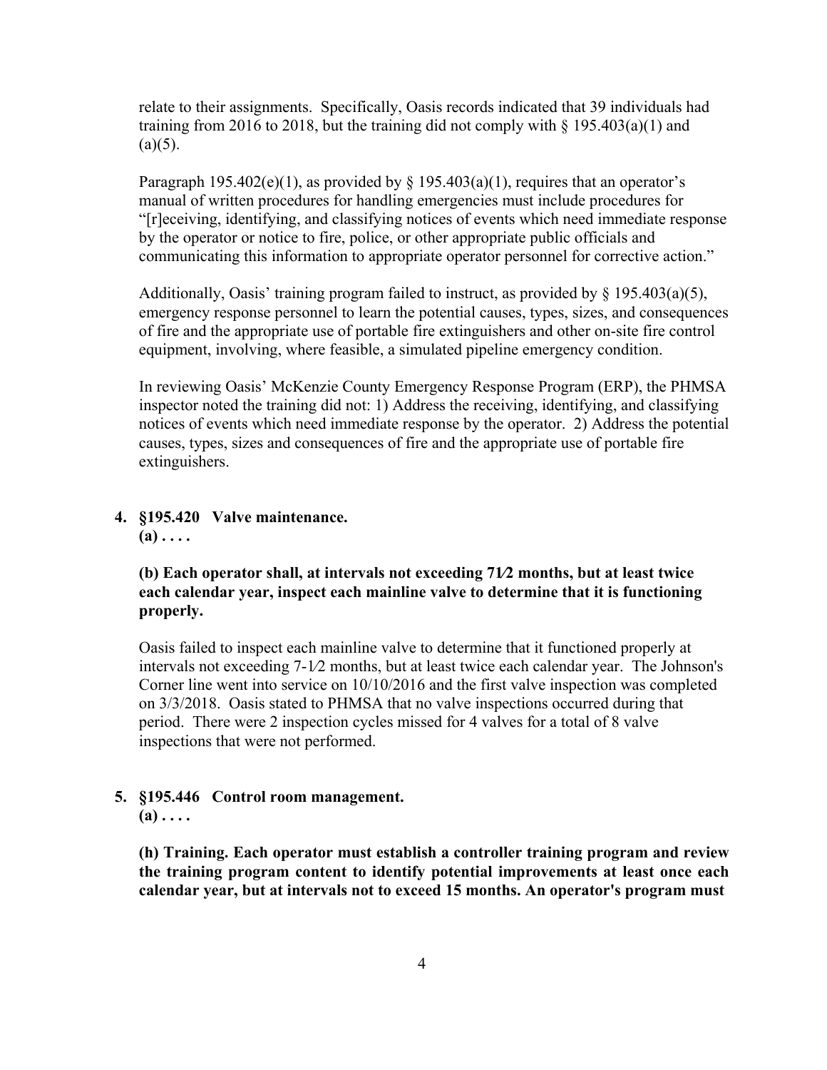relate to their assignments. Specifically, Oasis records indicated that 39 individuals had training from 2016 to 2018, but the training did not comply with § 195.403(a)(1) and (a)(5).

Paragraph 195.402(e)(1), as provided by § 195.403(a)(1), requires that an operator's manual of written procedures for handling emergencies must include procedures for "[r]eceiving, identifying, and classifying notices of events which need immediate response by the operator or notice to fire, police, or other appropriate public officials and communicating this information to appropriate operator personnel for corrective action."

Additionally, Oasis' training program failed to instruct, as provided by § 195.403(a)(5), emergency response personnel to learn the potential causes, types, sizes, and consequences of fire and the appropriate use of portable fire extinguishers and other on-site fire control equipment, involving, where feasible, a simulated pipeline emergency condition.

In reviewing Oasis' McKenzie County Emergency Response Program (ERP), the PHMSA inspector noted the training did not: 1) Address the receiving, identifying, and classifying notices of events which need immediate response by the operator. 2) Address the potential causes, types, sizes and consequences of fire and the appropriate use of portable fire extinguishers.

4. **§195.420 Valve maintenance.**
   **(a) . . . .**

   **(b) Each operator shall, at intervals not exceeding 71⁄2 months, but at least twice each calendar year, inspect each mainline valve to determine that it is functioning properly.**

   Oasis failed to inspect each mainline valve to determine that it functioned properly at intervals not exceeding 7-1⁄2 months, but at least twice each calendar year. The Johnson's Corner line went into service on 10/10/2016 and the first valve inspection was completed on 3/3/2018. Oasis stated to PHMSA that no valve inspections occurred during that period. There were 2 inspection cycles missed for 4 valves for a total of 8 valve inspections that were not performed.

5. **§195.446 Control room management.**
   **(a) . . . .**

   **(h) Training. Each operator must establish a controller training program and review the training program content to identify potential improvements at least once each calendar year, but at intervals not to exceed 15 months. An operator's program must**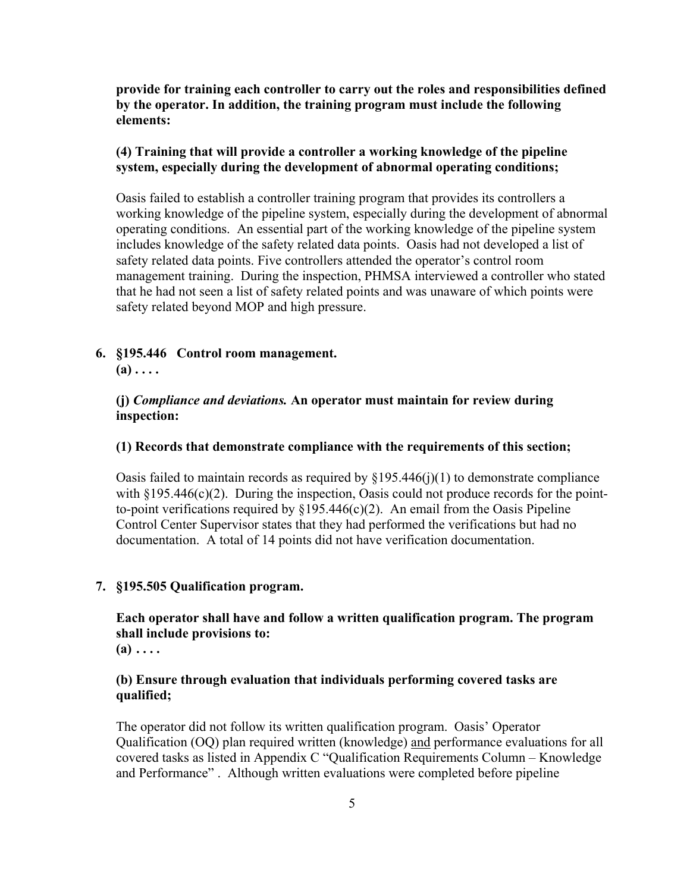**provide for training each controller to carry out the roles and responsibilities defined by the operator. In addition, the training program must include the following elements:**

**(4) Training that will provide a controller a working knowledge of the pipeline system, especially during the development of abnormal operating conditions;**

Oasis failed to establish a controller training program that provides its controllers a working knowledge of the pipeline system, especially during the development of abnormal operating conditions. An essential part of the working knowledge of the pipeline system includes knowledge of the safety related data points. Oasis had not developed a list of safety related data points. Five controllers attended the operator's control room management training. During the inspection, PHMSA interviewed a controller who stated that he had not seen a list of safety related points and was unaware of which points were safety related beyond MOP and high pressure.

**6. §195.446 Control room management.**
**(a) . . . .**

**(j) *Compliance and deviations.* An operator must maintain for review during inspection:**

**(1) Records that demonstrate compliance with the requirements of this section;**

Oasis failed to maintain records as required by §195.446(j)(1) to demonstrate compliance with §195.446(c)(2). During the inspection, Oasis could not produce records for the point-to-point verifications required by §195.446(c)(2). An email from the Oasis Pipeline Control Center Supervisor states that they had performed the verifications but had no documentation. A total of 14 points did not have verification documentation.

**7. §195.505 Qualification program.**

**Each operator shall have and follow a written qualification program. The program shall include provisions to:**
**(a) . . . .**

**(b) Ensure through evaluation that individuals performing covered tasks are qualified;**

The operator did not follow its written qualification program. Oasis' Operator Qualification (OQ) plan required written (knowledge) and performance evaluations for all covered tasks as listed in Appendix C "Qualification Requirements Column – Knowledge and Performance" . Although written evaluations were completed before pipeline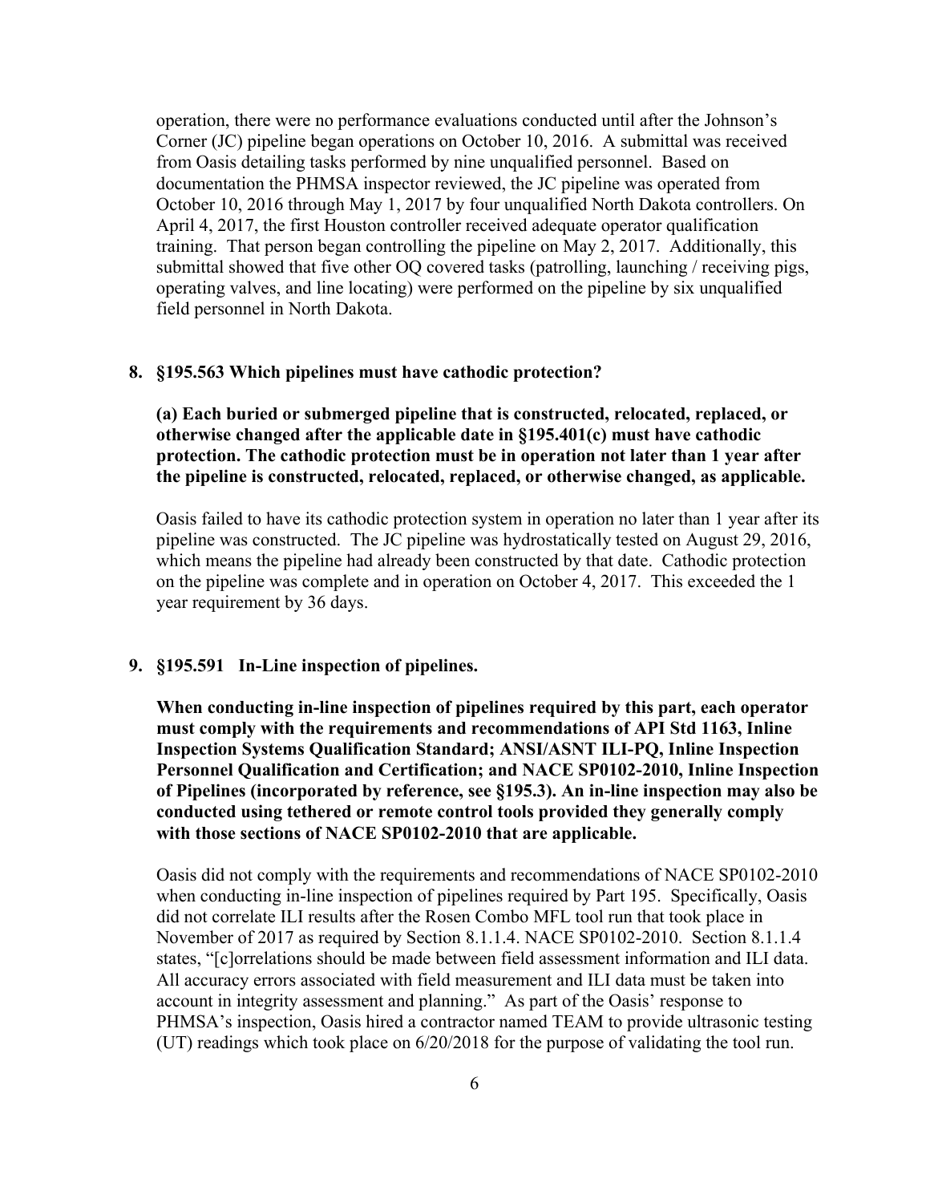operation, there were no performance evaluations conducted until after the Johnson's Corner (JC) pipeline began operations on October 10, 2016. A submittal was received from Oasis detailing tasks performed by nine unqualified personnel. Based on documentation the PHMSA inspector reviewed, the JC pipeline was operated from October 10, 2016 through May 1, 2017 by four unqualified North Dakota controllers. On April 4, 2017, the first Houston controller received adequate operator qualification training. That person began controlling the pipeline on May 2, 2017. Additionally, this submittal showed that five other OQ covered tasks (patrolling, launching / receiving pigs, operating valves, and line locating) were performed on the pipeline by six unqualified field personnel in North Dakota.

**8. §195.563 Which pipelines must have cathodic protection?**

**(a) Each buried or submerged pipeline that is constructed, relocated, replaced, or otherwise changed after the applicable date in §195.401(c) must have cathodic protection. The cathodic protection must be in operation not later than 1 year after the pipeline is constructed, relocated, replaced, or otherwise changed, as applicable.**

Oasis failed to have its cathodic protection system in operation no later than 1 year after its pipeline was constructed. The JC pipeline was hydrostatically tested on August 29, 2016, which means the pipeline had already been constructed by that date. Cathodic protection on the pipeline was complete and in operation on October 4, 2017. This exceeded the 1 year requirement by 36 days.

**9. §195.591 In-Line inspection of pipelines.**

**When conducting in-line inspection of pipelines required by this part, each operator must comply with the requirements and recommendations of API Std 1163, Inline Inspection Systems Qualification Standard; ANSI/ASNT ILI-PQ, Inline Inspection Personnel Qualification and Certification; and NACE SP0102-2010, Inline Inspection of Pipelines (incorporated by reference, see §195.3). An in-line inspection may also be conducted using tethered or remote control tools provided they generally comply with those sections of NACE SP0102-2010 that are applicable.**

Oasis did not comply with the requirements and recommendations of NACE SP0102-2010 when conducting in-line inspection of pipelines required by Part 195. Specifically, Oasis did not correlate ILI results after the Rosen Combo MFL tool run that took place in November of 2017 as required by Section 8.1.1.4. NACE SP0102-2010. Section 8.1.1.4 states, "[c]orrelations should be made between field assessment information and ILI data. All accuracy errors associated with field measurement and ILI data must be taken into account in integrity assessment and planning." As part of the Oasis' response to PHMSA's inspection, Oasis hired a contractor named TEAM to provide ultrasonic testing (UT) readings which took place on 6/20/2018 for the purpose of validating the tool run.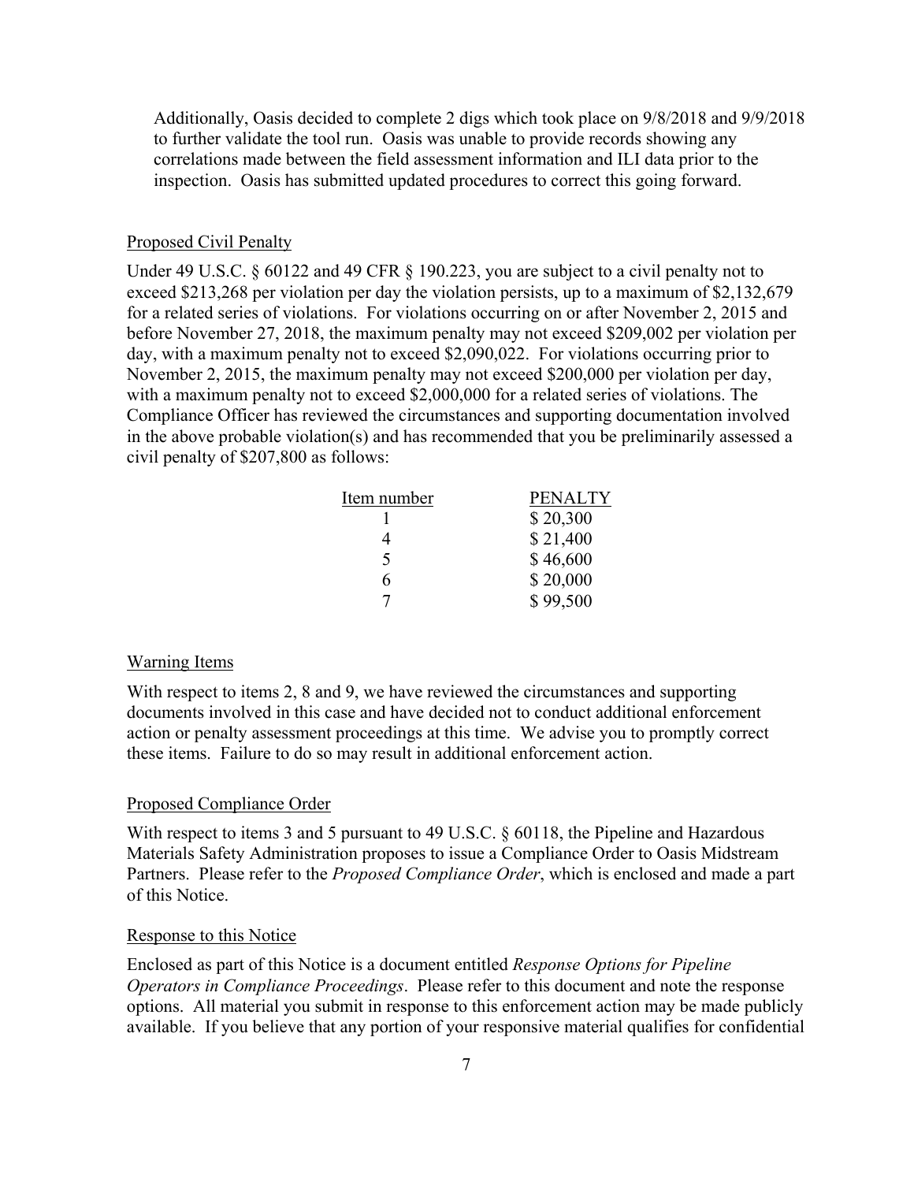Additionally, Oasis decided to complete 2 digs which took place on 9/8/2018 and 9/9/2018 to further validate the tool run. Oasis was unable to provide records showing any correlations made between the field assessment information and ILI data prior to the inspection. Oasis has submitted updated procedures to correct this going forward.

## Proposed Civil Penalty

Under 49 U.S.C. § 60122 and 49 CFR § 190.223, you are subject to a civil penalty not to exceed $213,268 per violation per day the violation persists, up to a maximum of $2,132,679 for a related series of violations. For violations occurring on or after November 2, 2015 and before November 27, 2018, the maximum penalty may not exceed $209,002 per violation per day, with a maximum penalty not to exceed $2,090,022. For violations occurring prior to November 2, 2015, the maximum penalty may not exceed $200,000 per violation per day, with a maximum penalty not to exceed $2,000,000 for a related series of violations. The Compliance Officer has reviewed the circumstances and supporting documentation involved in the above probable violation(s) and has recommended that you be preliminarily assessed a civil penalty of $207,800 as follows:

| Item number | PENALTY |
|---|---|
| 1 | $ 20,300 |
| 4 | $ 21,400 |
| 5 | $ 46,600 |
| 6 | $ 20,000 |
| 7 | $ 99,500 |

## Warning Items

With respect to items 2, 8 and 9, we have reviewed the circumstances and supporting documents involved in this case and have decided not to conduct additional enforcement action or penalty assessment proceedings at this time. We advise you to promptly correct these items. Failure to do so may result in additional enforcement action.

## Proposed Compliance Order

With respect to items 3 and 5 pursuant to 49 U.S.C. § 60118, the Pipeline and Hazardous Materials Safety Administration proposes to issue a Compliance Order to Oasis Midstream Partners. Please refer to the *Proposed Compliance Order*, which is enclosed and made a part of this Notice.

## Response to this Notice

Enclosed as part of this Notice is a document entitled *Response Options for Pipeline Operators in Compliance Proceedings*. Please refer to this document and note the response options. All material you submit in response to this enforcement action may be made publicly available. If you believe that any portion of your responsive material qualifies for confidential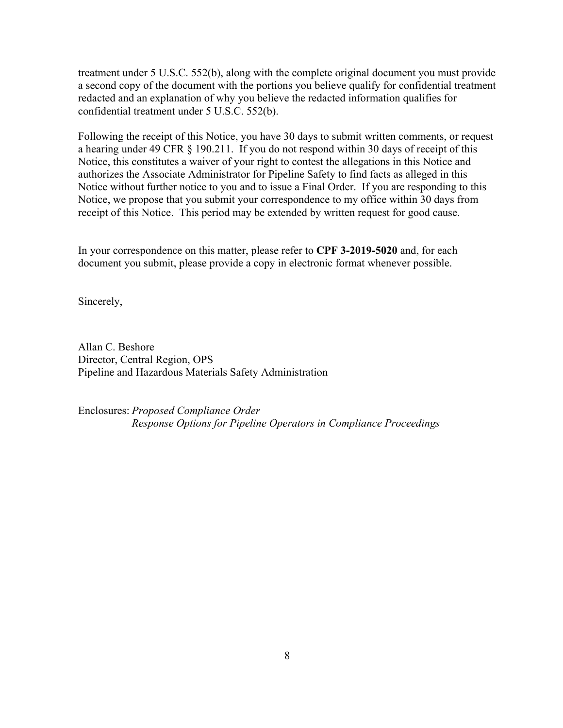treatment under 5 U.S.C. 552(b), along with the complete original document you must provide a second copy of the document with the portions you believe qualify for confidential treatment redacted and an explanation of why you believe the redacted information qualifies for confidential treatment under 5 U.S.C. 552(b).

Following the receipt of this Notice, you have 30 days to submit written comments, or request a hearing under 49 CFR § 190.211. If you do not respond within 30 days of receipt of this Notice, this constitutes a waiver of your right to contest the allegations in this Notice and authorizes the Associate Administrator for Pipeline Safety to find facts as alleged in this Notice without further notice to you and to issue a Final Order. If you are responding to this Notice, we propose that you submit your correspondence to my office within 30 days from receipt of this Notice. This period may be extended by written request for good cause.

In your correspondence on this matter, please refer to **CPF 3-2019-5020** and, for each document you submit, please provide a copy in electronic format whenever possible.

Sincerely,

Allan C. Beshore
Director, Central Region, OPS
Pipeline and Hazardous Materials Safety Administration

Enclosures: *Proposed Compliance Order*
*Response Options for Pipeline Operators in Compliance Proceedings*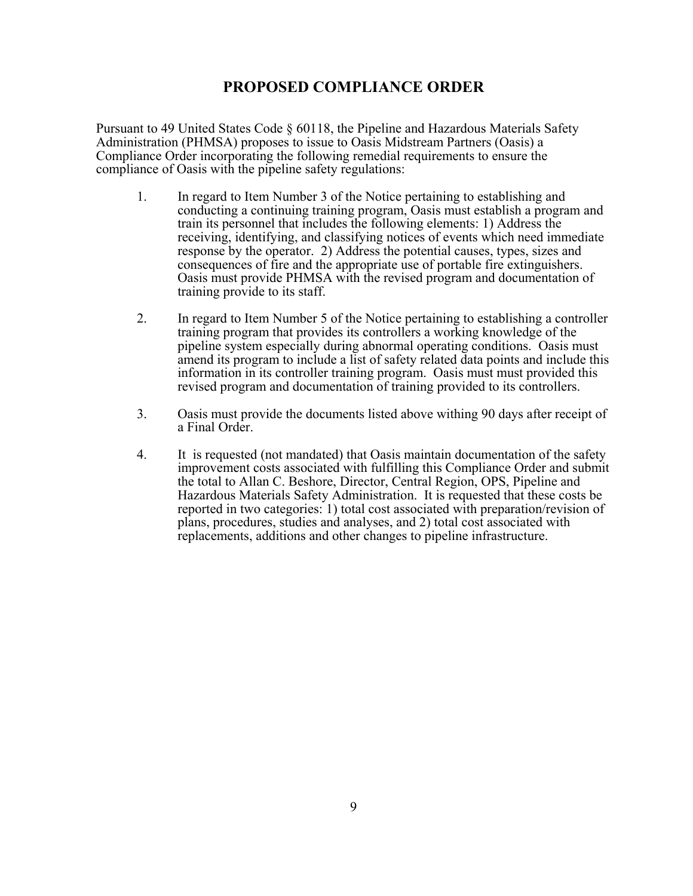## PROPOSED COMPLIANCE ORDER

Pursuant to 49 United States Code § 60118, the Pipeline and Hazardous Materials Safety Administration (PHMSA) proposes to issue to Oasis Midstream Partners (Oasis) a Compliance Order incorporating the following remedial requirements to ensure the compliance of Oasis with the pipeline safety regulations:

1. In regard to Item Number 3 of the Notice pertaining to establishing and conducting a continuing training program, Oasis must establish a program and train its personnel that includes the following elements: 1) Address the receiving, identifying, and classifying notices of events which need immediate response by the operator. 2) Address the potential causes, types, sizes and consequences of fire and the appropriate use of portable fire extinguishers. Oasis must provide PHMSA with the revised program and documentation of training provide to its staff.

2. In regard to Item Number 5 of the Notice pertaining to establishing a controller training program that provides its controllers a working knowledge of the pipeline system especially during abnormal operating conditions. Oasis must amend its program to include a list of safety related data points and include this information in its controller training program. Oasis must must provided this revised program and documentation of training provided to its controllers.

3. Oasis must provide the documents listed above withing 90 days after receipt of a Final Order.

4. It is requested (not mandated) that Oasis maintain documentation of the safety improvement costs associated with fulfilling this Compliance Order and submit the total to Allan C. Beshore, Director, Central Region, OPS, Pipeline and Hazardous Materials Safety Administration. It is requested that these costs be reported in two categories: 1) total cost associated with preparation/revision of plans, procedures, studies and analyses, and 2) total cost associated with replacements, additions and other changes to pipeline infrastructure.